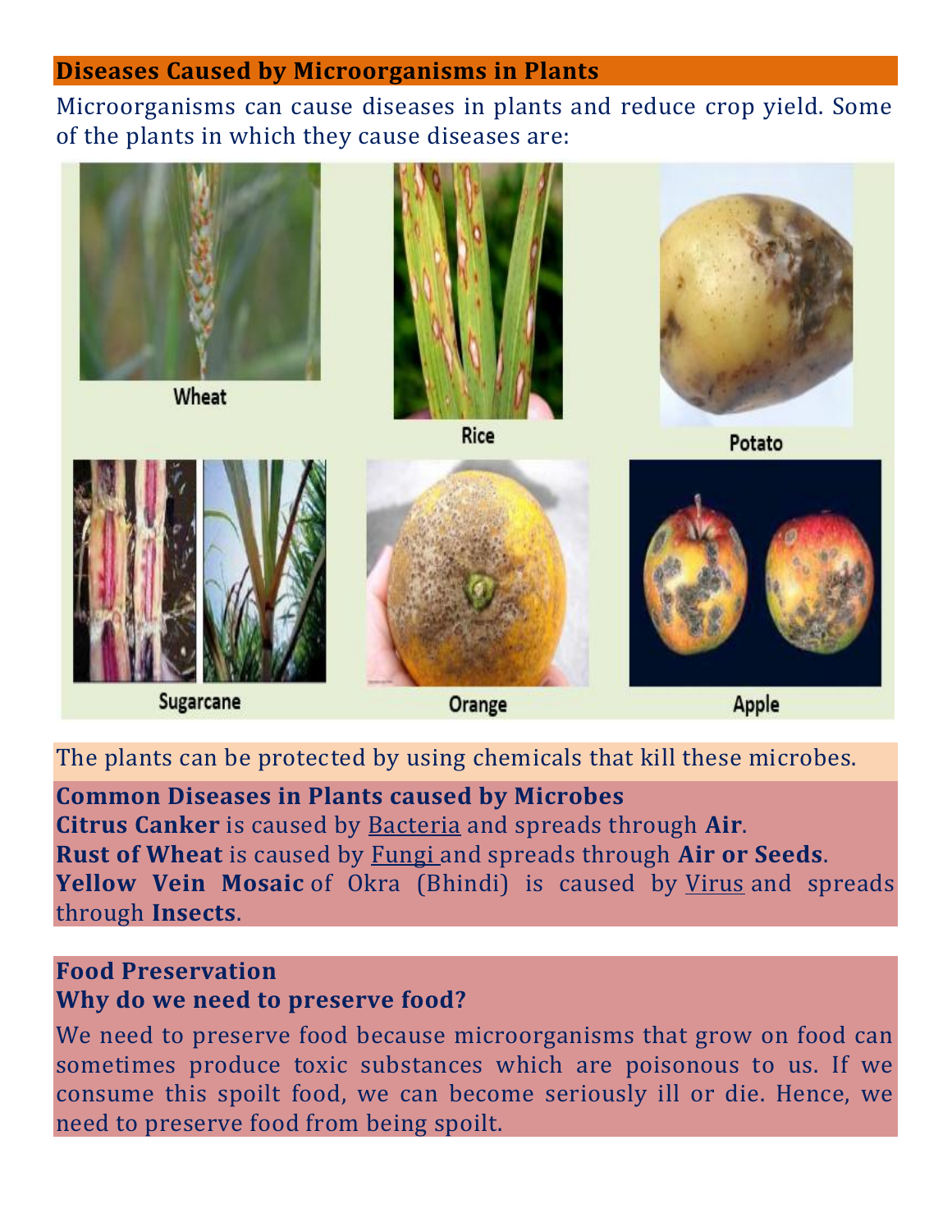## Diseases Caused by Microorganisms in Plants

Microorganisms can cause diseases in plants and reduce crop yield. Some of the plants in which they cause diseases are:

Wheat

Rice

Potato

Sugarcane

Orange

Apple

The plants can be protected by using chemicals that kill these microbes.

**Common Diseases in Plants caused by Microbes**

**Citrus Canker** is caused by Bacteria and spreads through **Air**.

**Rust of Wheat** is caused by Fungi and spreads through **Air or Seeds**.

**Yellow Vein Mosaic** of Okra (Bhindi) is caused by Virus and spreads through **Insects**.

**Food Preservation**

**Why do we need to preserve food?**

We need to preserve food because microorganisms that grow on food can sometimes produce toxic substances which are poisonous to us. If we consume this spoilt food, we can become seriously ill or die. Hence, we need to preserve food from being spoilt.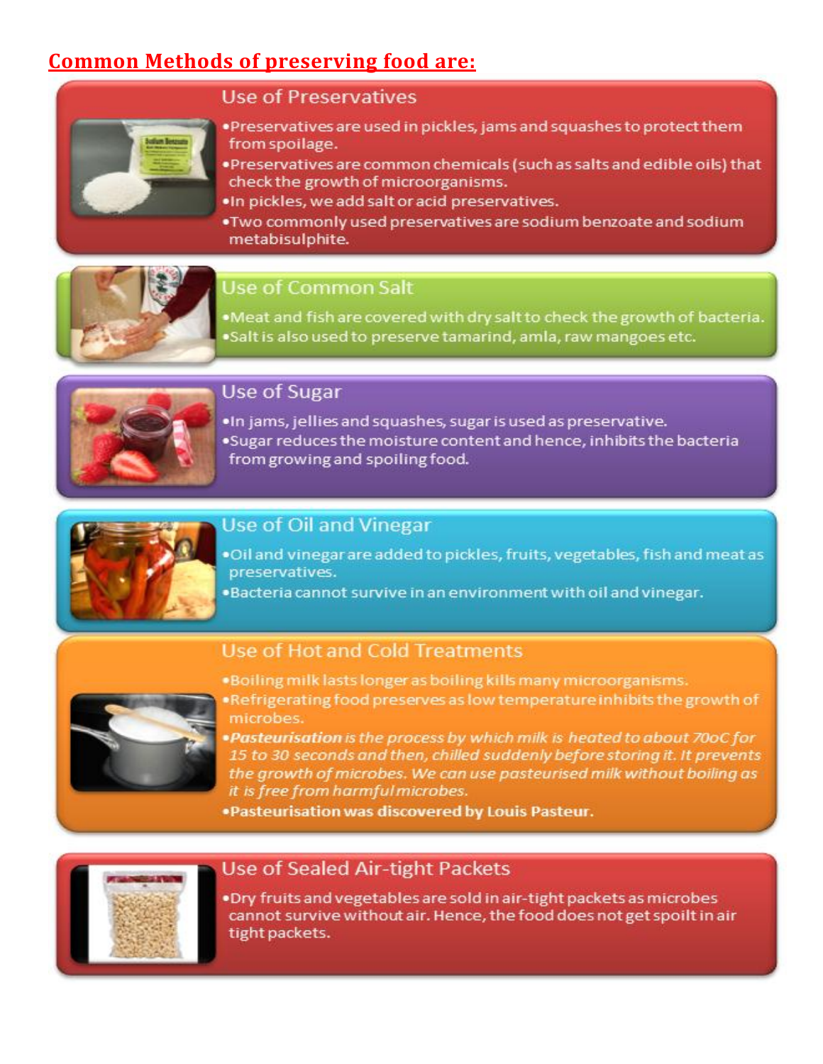# Common Methods of preserving food are:

## Use of Preservatives

- Preservatives are used in pickles, jams and squashes to protect them from spoilage.
- Preservatives are common chemicals (such as salts and edible oils) that check the growth of microorganisms.
- In pickles, we add salt or acid preservatives.
- Two commonly used preservatives are sodium benzoate and sodium metabisulphite.

## Use of Common Salt

- Meat and fish are covered with dry salt to check the growth of bacteria.
- Salt is also used to preserve tamarind, amla, raw mangoes etc.

## Use of Sugar

- In jams, jellies and squashes, sugar is used as preservative.
- Sugar reduces the moisture content and hence, inhibits the bacteria from growing and spoiling food.

## Use of Oil and Vinegar

- Oil and vinegar are added to pickles, fruits, vegetables, fish and meat as preservatives.
- Bacteria cannot survive in an environment with oil and vinegar.

## Use of Hot and Cold Treatments

- Boiling milk lasts longer as boiling kills many microorganisms.
- Refrigerating food preserves as low temperature inhibits the growth of microbes.
- ***Pasteurisation** is the process by which milk is heated to about 70oC for 15 to 30 seconds and then, chilled suddenly before storing it. It prevents the growth of microbes. We can use pasteurised milk without boiling as it is free from harmful microbes.*
- **Pasteurisation was discovered by Louis Pasteur.**

## Use of Sealed Air-tight Packets

- Dry fruits and vegetables are sold in air-tight packets as microbes cannot survive without air. Hence, the food does not get spoilt in air tight packets.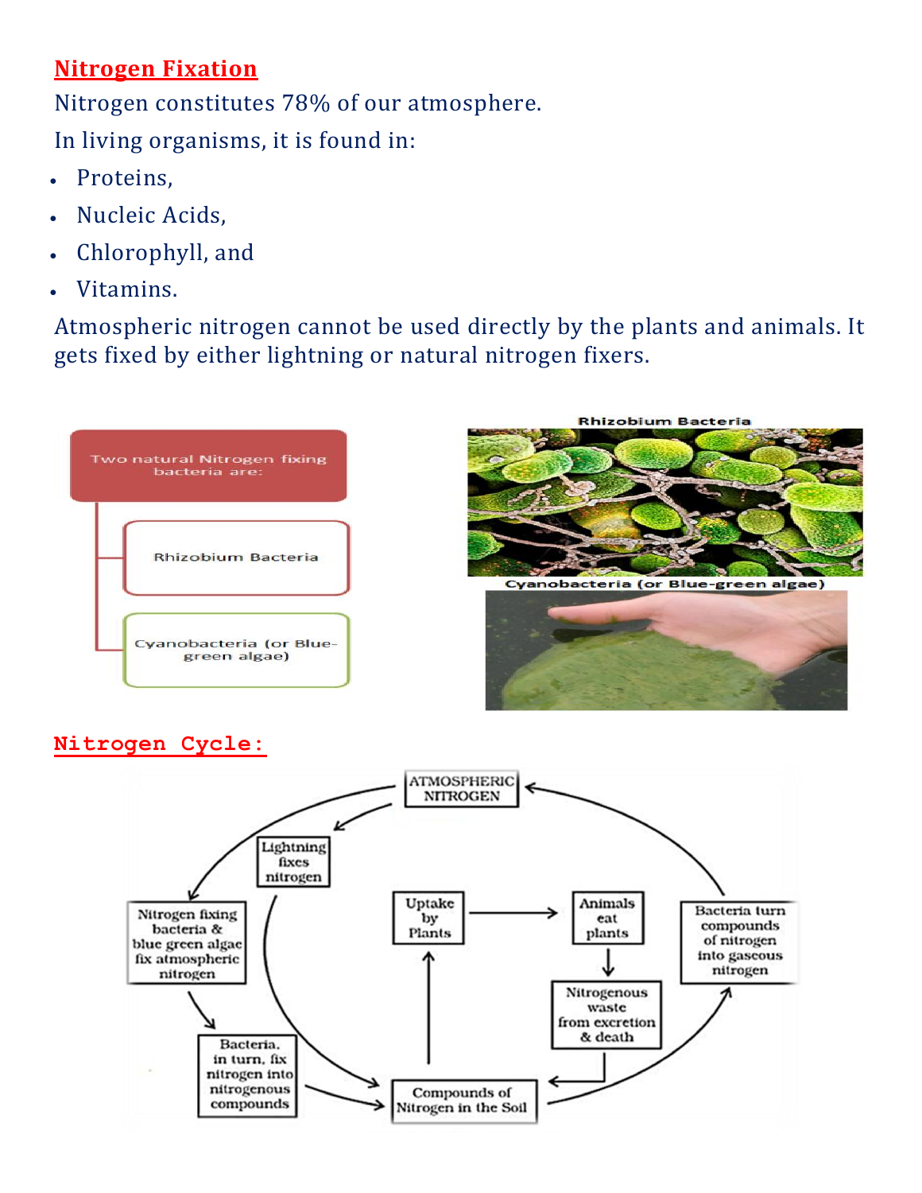## Nitrogen Fixation

Nitrogen constitutes 78% of our atmosphere.

In living organisms, it is found in:

- Proteins,
- Nucleic Acids,
- Chlorophyll, and
- Vitamins.

Atmospheric nitrogen cannot be used directly by the plants and animals. It gets fixed by either lightning or natural nitrogen fixers.

Two natural Nitrogen fixing bacteria are:

- Rhizobium Bacteria
- Cyanobacteria (or Blue-green algae)

Rhizobium Bacteria

Cyanobacteria (or Blue-green algae)

## Nitrogen Cycle:

ATMOSPHERIC NITROGEN

Lightning fixes nitrogen

Nitrogen fixing bacteria & blue green algae fix atmospheric nitrogen

Bacteria, in turn, fix nitrogen into nitrogenous compounds

Compounds of Nitrogen in the Soil

Uptake by Plants

Animals eat plants

Nitrogenous waste from excretion & death

Bacteria turn compounds of nitrogen into gaseous nitrogen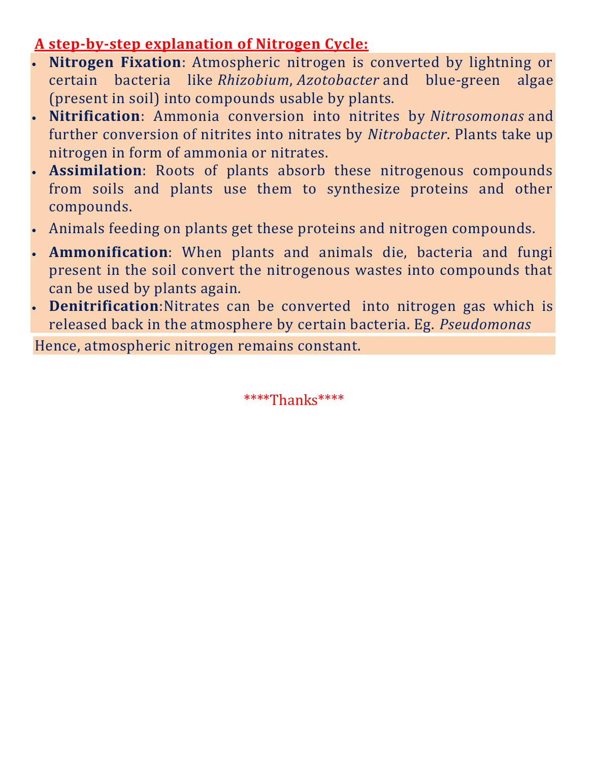## A step-by-step explanation of Nitrogen Cycle:

- **Nitrogen Fixation**: Atmospheric nitrogen is converted by lightning or certain bacteria like *Rhizobium*, *Azotobacter* and blue-green algae (present in soil) into compounds usable by plants.
- **Nitrification**: Ammonia conversion into nitrites by *Nitrosomonas* and further conversion of nitrites into nitrates by *Nitrobacter*. Plants take up nitrogen in form of ammonia or nitrates.
- **Assimilation**: Roots of plants absorb these nitrogenous compounds from soils and plants use them to synthesize proteins and other compounds.
- Animals feeding on plants get these proteins and nitrogen compounds.
- **Ammonification**: When plants and animals die, bacteria and fungi present in the soil convert the nitrogenous wastes into compounds that can be used by plants again.
- **Denitrification**:Nitrates can be converted into nitrogen gas which is released back in the atmosphere by certain bacteria. Eg. *Pseudomonas*

Hence, atmospheric nitrogen remains constant.

****Thanks****